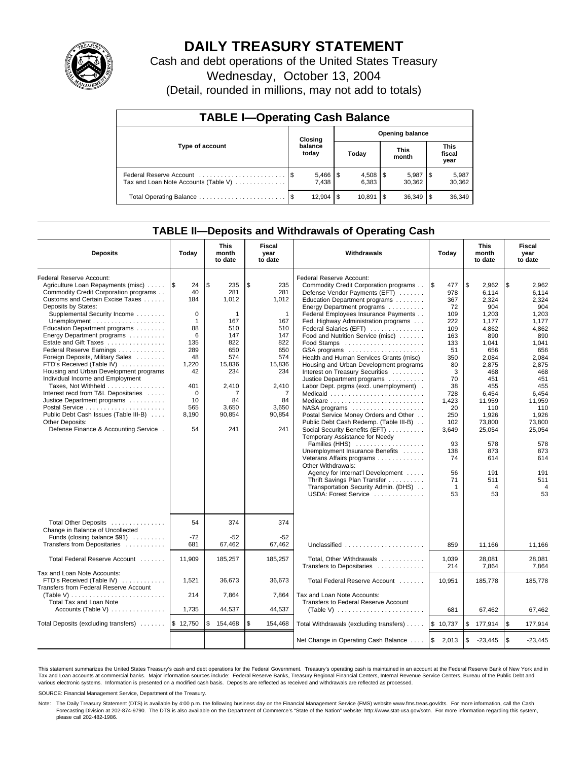# DAILY TREASURY STATEMENT

Cash and debt operations of the United States Treasury

Wednesday, October 13, 2004

(Detail, rounded in millions, may not add to totals)

## TABLE I—Operating Cash Balance

| Type of account | Closing balance today | Opening balance Today | Opening balance This month | Opening balance This fiscal year |
|---|---|---|---|---|
| Federal Reserve Account | $ 5,466 | $ 4,508 | $ 5,987 | $ 5,987 |
| Tax and Loan Note Accounts (Table V) | 7,438 | 6,383 | 30,362 | 30,362 |
| Total Operating Balance | $ 12,904 | $ 10,891 | $ 36,349 | $ 36,349 |

## TABLE II—Deposits and Withdrawals of Operating Cash

| Deposits | Today | This month to date | Fiscal year to date |
|---|---|---|---|
| Federal Reserve Account: | | | |
| Agriculture Loan Repayments (misc) | $ 24 | $ 235 | $ 235 |
| Commodity Credit Corporation programs | 40 | 281 | 281 |
| Customs and Certain Excise Taxes | 184 | 1,012 | 1,012 |
| Deposits by States: | | | |
| Supplemental Security Income | 0 | 1 | 1 |
| Unemployment | 1 | 167 | 167 |
| Education Department programs | 88 | 510 | 510 |
| Energy Department programs | 6 | 147 | 147 |
| Estate and Gift Taxes | 135 | 822 | 822 |
| Federal Reserve Earnings | 289 | 650 | 650 |
| Foreign Deposits, Military Sales | 48 | 574 | 574 |
| FTD's Received (Table IV) | 1,220 | 15,836 | 15,836 |
| Housing and Urban Development programs | 42 | 234 | 234 |
| Individual Income and Employment Taxes, Not Withheld | 401 | 2,410 | 2,410 |
| Interest recd from T&L Depositaries | 0 | 7 | 7 |
| Justice Department programs | 10 | 84 | 84 |
| Postal Service | 565 | 3,650 | 3,650 |
| Public Debt Cash Issues (Table III-B) | 8,190 | 90,854 | 90,854 |
| Other Deposits: | | | |
| Defense Finance & Accounting Service | 54 | 241 | 241 |
| Total Other Deposits | 54 | 374 | 374 |
| Change in Balance of Uncollected Funds (closing balance $91) | -72 | -52 | -52 |
| Transfers from Depositaries | 681 | 67,462 | 67,462 |
| Total Federal Reserve Account | 11,909 | 185,257 | 185,257 |
| Tax and Loan Note Accounts: | | | |
| FTD's Received (Table IV) | 1,521 | 36,673 | 36,673 |
| Transfers from Federal Reserve Account (Table V) | 214 | 7,864 | 7,864 |
| Total Tax and Loan Note Accounts (Table V) | 1,735 | 44,537 | 44,537 |
| Total Deposits (excluding transfers) | $ 12,750 | $ 154,468 | $ 154,468 |

| Withdrawals | Today | This month to date | Fiscal year to date |
|---|---|---|---|
| Federal Reserve Account: | | | |
| Commodity Credit Corporation programs | $ 477 | $ 2,962 | $ 2,962 |
| Defense Vendor Payments (EFT) | 978 | 6,114 | 6,114 |
| Education Department programs | 367 | 2,324 | 2,324 |
| Energy Department programs | 72 | 904 | 904 |
| Federal Employees Insurance Payments | 109 | 1,203 | 1,203 |
| Fed. Highway Administration programs | 222 | 1,177 | 1,177 |
| Federal Salaries (EFT) | 109 | 4,862 | 4,862 |
| Food and Nutrition Service (misc) | 163 | 890 | 890 |
| Food Stamps | 133 | 1,041 | 1,041 |
| GSA programs | 51 | 656 | 656 |
| Health and Human Services Grants (misc) | 350 | 2,084 | 2,084 |
| Housing and Urban Development programs | 80 | 2,875 | 2,875 |
| Interest on Treasury Securities | 3 | 468 | 468 |
| Justice Department programs | 70 | 451 | 451 |
| Labor Dept. prgms (excl. unemployment) | 38 | 455 | 455 |
| Medicaid | 728 | 6,454 | 6,454 |
| Medicare | 1,423 | 11,959 | 11,959 |
| NASA programs | 20 | 110 | 110 |
| Postal Service Money Orders and Other | 250 | 1,926 | 1,926 |
| Public Debt Cash Redemp. (Table III-B) | 102 | 73,800 | 73,800 |
| Social Security Benefits (EFT) | 3,649 | 25,054 | 25,054 |
| Temporary Assistance for Needy Families (HHS) | 93 | 578 | 578 |
| Unemployment Insurance Benefits | 138 | 873 | 873 |
| Veterans Affairs programs | 74 | 614 | 614 |
| Other Withdrawals: | | | |
| Agency for Internat'l Development | 56 | 191 | 191 |
| Thrift Savings Plan Transfer | 71 | 511 | 511 |
| Transportation Security Admin. (DHS) | 1 | 4 | 4 |
| USDA: Forest Service | 53 | 53 | 53 |
| Unclassified | 859 | 11,166 | 11,166 |
| Total, Other Withdrawals | 1,039 | 28,081 | 28,081 |
| Transfers to Depositaries | 214 | 7,864 | 7,864 |
| Total Federal Reserve Account | 10,951 | 185,778 | 185,778 |
| Tax and Loan Note Accounts: | | | |
| Transfers to Federal Reserve Account (Table V) | 681 | 67,462 | 67,462 |
| Total Withdrawals (excluding transfers) | $ 10,737 | $ 177,914 | $ 177,914 |
| Net Change in Operating Cash Balance | $ 2,013 | $ -23,445 | $ -23,445 |

This statement summarizes the United States Treasury's cash and debt operations for the Federal Government. Treasury's operating cash is maintained in an account at the Federal Reserve Bank of New York and in Tax and Loan accounts at commercial banks. Major information sources include: Federal Reserve Banks, Treasury Regional Financial Centers, Internal Revenue Service Centers, Bureau of the Public Debt and various electronic systems. Information is presented on a modified cash basis. Deposits are reflected as received and withdrawals are reflected as processed.

SOURCE: Financial Management Service, Department of the Treasury.

Note: The Daily Treasury Statement (DTS) is available by 4:00 p.m. the following business day on the Financial Management Service (FMS) website www.fms.treas.gov/dts. For more information, call the Cash Forecasting Division at 202-874-9790. The DTS is also available on the Department of Commerce's "State of the Nation" website: http://www.stat-usa.gov/sotn. For more information regarding this system, please call 202-482-1986.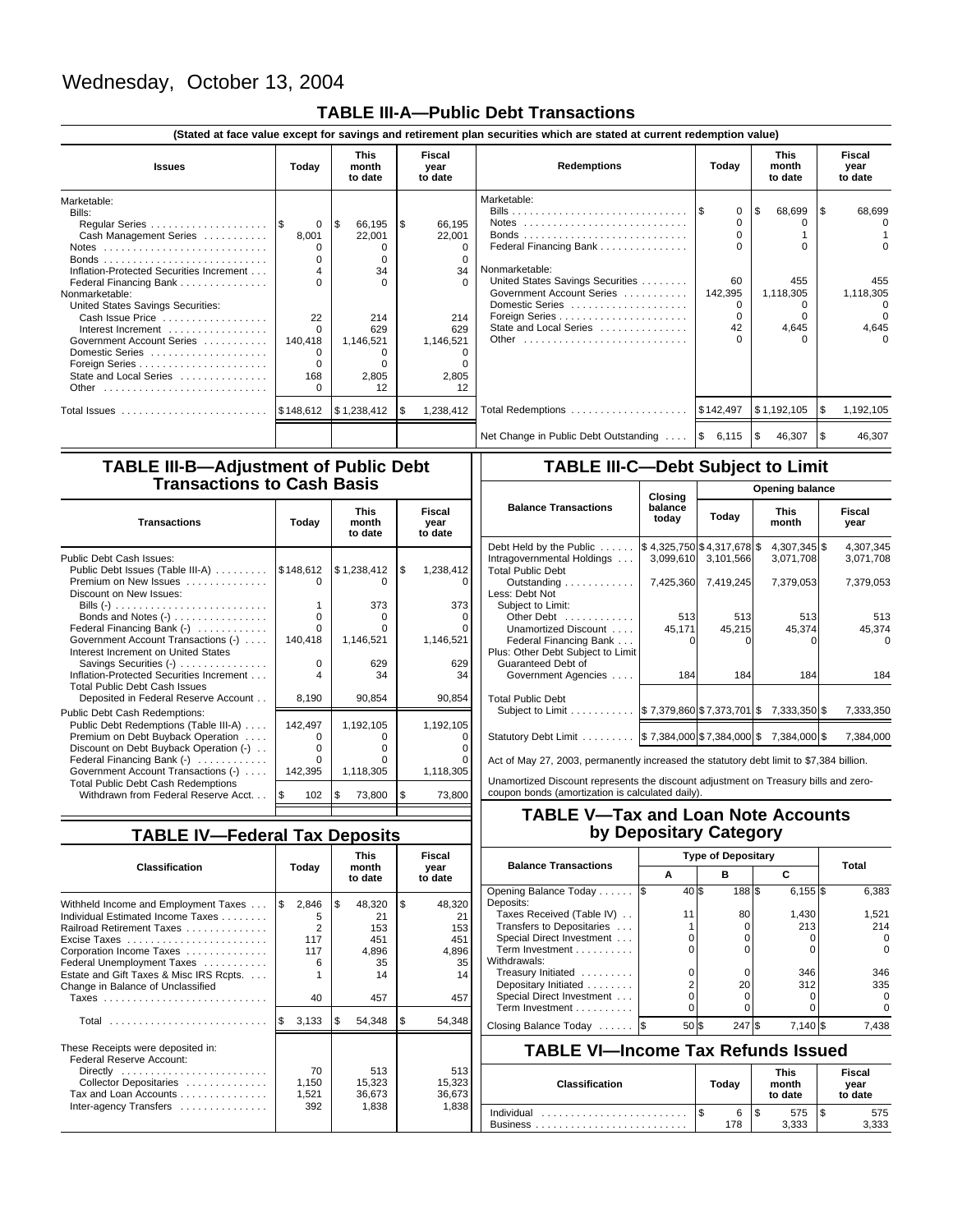Wednesday, October 13, 2004

## TABLE III-A—Public Debt Transactions

(Stated at face value except for savings and retirement plan securities which are stated at current redemption value)

| Issues | Today | This month to date | Fiscal year to date |
|---|---|---|---|
| Marketable: | | | |
| Bills: | | | |
| Regular Series | $ 0 | $ 66,195 | $ 66,195 |
| Cash Management Series | 8,001 | 22,001 | 22,001 |
| Notes | 0 | 0 | 0 |
| Bonds | 0 | 0 | 0 |
| Inflation-Protected Securities Increment | 4 | 34 | 34 |
| Federal Financing Bank | 0 | 0 | 0 |
| Nonmarketable: | | | |
| United States Savings Securities: | | | |
| Cash Issue Price | 22 | 214 | 214 |
| Interest Increment | 0 | 629 | 629 |
| Government Account Series | 140,418 | 1,146,521 | 1,146,521 |
| Domestic Series | 0 | 0 | 0 |
| Foreign Series | 0 | 0 | 0 |
| State and Local Series | 168 | 2,805 | 2,805 |
| Other | 0 | 12 | 12 |
| Total Issues | $148,612 | $1,238,412 | $ 1,238,412 |

| Redemptions | Today | This month to date | Fiscal year to date |
|---|---|---|---|
| Marketable: | | | |
| Bills | $ 0 | $ 68,699 | $ 68,699 |
| Notes | 0 | 0 | 0 |
| Bonds | 0 | 1 | 1 |
| Federal Financing Bank | 0 | 0 | 0 |
| Nonmarketable: | | | |
| United States Savings Securities | 60 | 455 | 455 |
| Government Account Series | 142,395 | 1,118,305 | 1,118,305 |
| Domestic Series | 0 | 0 | 0 |
| Foreign Series | 0 | 0 | 0 |
| State and Local Series | 42 | 4,645 | 4,645 |
| Other | 0 | 0 | 0 |
| Total Redemptions | $142,497 | $1,192,105 | $ 1,192,105 |
| Net Change in Public Debt Outstanding | $ 6,115 | $ 46,307 | $ 46,307 |

## TABLE III-B—Adjustment of Public Debt Transactions to Cash Basis

| Transactions | Today | This month to date | Fiscal year to date |
|---|---|---|---|
| Public Debt Cash Issues: | | | |
| Public Debt Issues (Table III-A) | $148,612 | $1,238,412 | $ 1,238,412 |
| Premium on New Issues | 0 | 0 | 0 |
| Discount on New Issues: | | | |
| Bills (-) | 1 | 373 | 373 |
| Bonds and Notes (-) | 0 | 0 | 0 |
| Federal Financing Bank (-) | 0 | 0 | 0 |
| Government Account Transactions (-) | 140,418 | 1,146,521 | 1,146,521 |
| Interest Increment on United States Savings Securities (-) | 0 | 629 | 629 |
| Inflation-Protected Securities Increment | 4 | 34 | 34 |
| Total Public Debt Cash Issues Deposited in Federal Reserve Account | 8,190 | 90,854 | 90,854 |
| Public Debt Cash Redemptions: | | | |
| Public Debt Redemptions (Table III-A) | 142,497 | 1,192,105 | 1,192,105 |
| Premium on Debt Buyback Operation | 0 | 0 | 0 |
| Discount on Debt Buyback Operation (-) | 0 | 0 | 0 |
| Federal Financing Bank (-) | 0 | 0 | 0 |
| Government Account Transactions (-) | 142,395 | 1,118,305 | 1,118,305 |
| Total Public Debt Cash Redemptions Withdrawn from Federal Reserve Acct. | $ 102 | $ 73,800 | $ 73,800 |

## TABLE III-C—Debt Subject to Limit

| Balance Transactions | Closing balance today | Opening balance Today | Opening balance This month | Opening balance Fiscal year |
|---|---|---|---|---|
| Debt Held by the Public | $ 4,325,750 | $ 4,317,678 | $ 4,307,345 | $ 4,307,345 |
| Intragovernmental Holdings | 3,099,610 | 3,101,566 | 3,071,708 | 3,071,708 |
| Total Public Debt Outstanding | 7,425,360 | 7,419,245 | 7,379,053 | 7,379,053 |
| Less: Debt Not Subject to Limit: | | | | |
| Other Debt | 513 | 513 | 513 | 513 |
| Unamortized Discount | 45,171 | 45,215 | 45,374 | 45,374 |
| Federal Financing Bank | 0 | 0 | 0 | 0 |
| Plus: Other Debt Subject to Limit Guaranteed Debt of Government Agencies | 184 | 184 | 184 | 184 |
| Total Public Debt Subject to Limit | $ 7,379,860 | $ 7,373,701 | $ 7,333,350 | $ 7,333,350 |
| Statutory Debt Limit | $ 7,384,000 | $ 7,384,000 | $ 7,384,000 | $ 7,384,000 |

Act of May 27, 2003, permanently increased the statutory debt limit to $7,384 billion.

Unamortized Discount represents the discount adjustment on Treasury bills and zero-coupon bonds (amortization is calculated daily).

## TABLE IV—Federal Tax Deposits

| Classification | Today | This month to date | Fiscal year to date |
|---|---|---|---|
| Withheld Income and Employment Taxes | $ 2,846 | $ 48,320 | $ 48,320 |
| Individual Estimated Income Taxes | 5 | 21 | 21 |
| Railroad Retirement Taxes | 2 | 153 | 153 |
| Excise Taxes | 117 | 451 | 451 |
| Corporation Income Taxes | 117 | 4,896 | 4,896 |
| Federal Unemployment Taxes | 6 | 35 | 35 |
| Estate and Gift Taxes & Misc IRS Rcpts. | 1 | 14 | 14 |
| Change in Balance of Unclassified Taxes | 40 | 457 | 457 |
| Total | $ 3,133 | $ 54,348 | $ 54,348 |
| These Receipts were deposited in: | | | |
| Federal Reserve Account: | | | |
| Directly | 70 | 513 | 513 |
| Collector Depositaries | 1,150 | 15,323 | 15,323 |
| Tax and Loan Accounts | 1,521 | 36,673 | 36,673 |
| Inter-agency Transfers | 392 | 1,838 | 1,838 |

## TABLE V—Tax and Loan Note Accounts by Depositary Category

| Balance Transactions | Type of Depositary A | B | C | Total |
|---|---|---|---|---|
| Opening Balance Today | $ 40 | $ 188 | $ 6,155 | $ 6,383 |
| Deposits: | | | | |
| Taxes Received (Table IV) | 11 | 80 | 1,430 | 1,521 |
| Transfers to Depositaries | 1 | 0 | 213 | 214 |
| Special Direct Investment | 0 | 0 | 0 | 0 |
| Term Investment | 0 | 0 | 0 | 0 |
| Withdrawals: | | | | |
| Treasury Initiated | 0 | 0 | 346 | 346 |
| Depositary Initiated | 2 | 20 | 312 | 335 |
| Special Direct Investment | 0 | 0 | 0 | 0 |
| Term Investment | 0 | 0 | 0 | 0 |
| Closing Balance Today | $ 50 | $ 247 | $ 7,140 | $ 7,438 |

## TABLE VI—Income Tax Refunds Issued

| Classification | Today | This month to date | Fiscal year to date |
|---|---|---|---|
| Individual | $ 6 | $ 575 | $ 575 |
| Business | 178 | 3,333 | 3,333 |